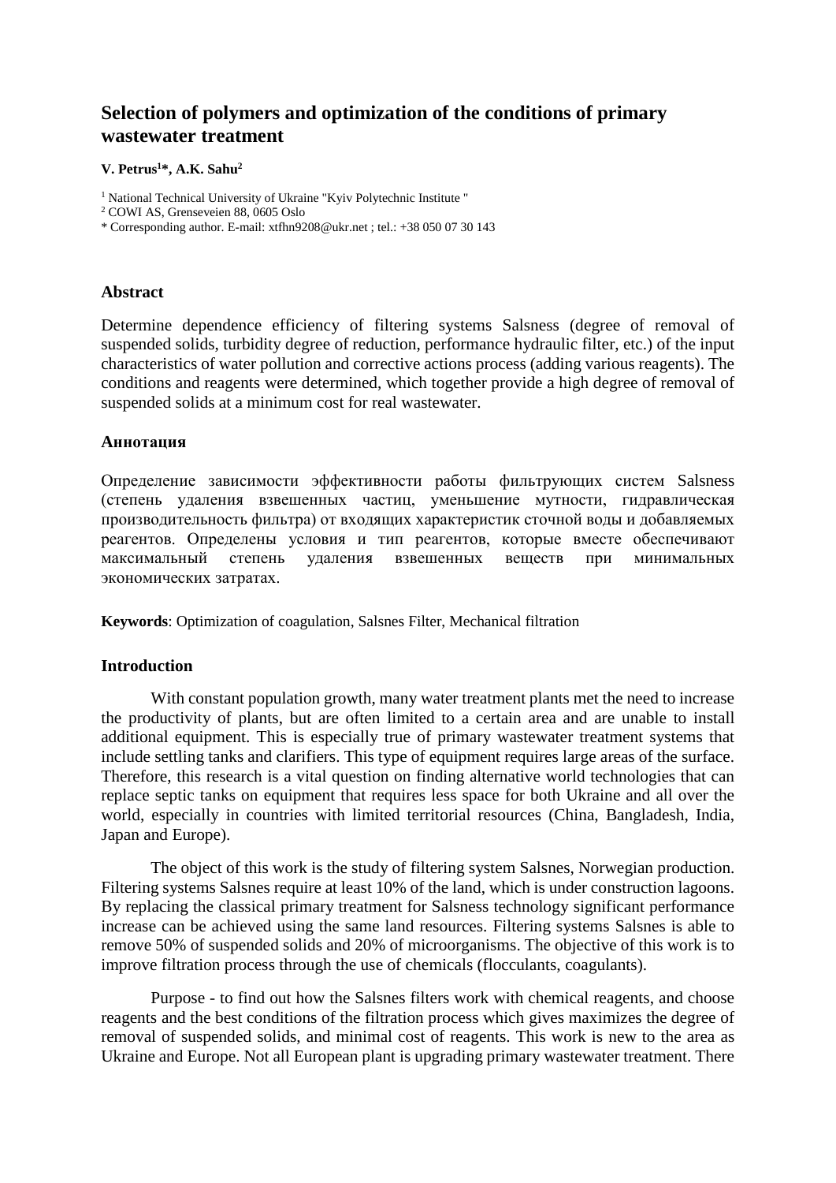# Selection of polymers and optimization of the conditions of primary wastewater treatment

**V. Petrus[1]\*, A.K. Sahu[2]**

[1] National Technical University of Ukraine "Kyiv Polytechnic Institute "
[2] COWI AS, Grenseveien 88, 0605 Oslo
\* Corresponding author. E-mail: xtfhn9208@ukr.net ; tel.: +38 050 07 30 143

## Abstract

Determine dependence efficiency of filtering systems Salsness (degree of removal of suspended solids, turbidity degree of reduction, performance hydraulic filter, etc.) of the input characteristics of water pollution and corrective actions process (adding various reagents). The conditions and reagents were determined, which together provide a high degree of removal of suspended solids at a minimum cost for real wastewater.

## Аннотация

Определение зависимости эффективности работы фильтрующих систем Salsness (степень удаления взвешенных частиц, уменьшение мутности, гидравлическая производительность фильтра) от входящих характеристик сточной воды и добавляемых реагентов. Определены условия и тип реагентов, которые вместе обеспечивают максимальный степень удаления взвешенных веществ при минимальных экономических затратах.

**Keywords**: Optimization of coagulation, Salsnes Filter, Mechanical filtration

## Introduction

With constant population growth, many water treatment plants met the need to increase the productivity of plants, but are often limited to a certain area and are unable to install additional equipment. This is especially true of primary wastewater treatment systems that include settling tanks and clarifiers. This type of equipment requires large areas of the surface. Therefore, this research is a vital question on finding alternative world technologies that can replace septic tanks on equipment that requires less space for both Ukraine and all over the world, especially in countries with limited territorial resources (China, Bangladesh, India, Japan and Europe).

The object of this work is the study of filtering system Salsnes, Norwegian production. Filtering systems Salsnes require at least 10% of the land, which is under construction lagoons. By replacing the classical primary treatment for Salsness technology significant performance increase can be achieved using the same land resources. Filtering systems Salsnes is able to remove 50% of suspended solids and 20% of microorganisms. The objective of this work is to improve filtration process through the use of chemicals (flocculants, coagulants).

Purpose - to find out how the Salsnes filters work with chemical reagents, and choose reagents and the best conditions of the filtration process which gives maximizes the degree of removal of suspended solids, and minimal cost of reagents. This work is new to the area as Ukraine and Europe. Not all European plant is upgrading primary wastewater treatment. There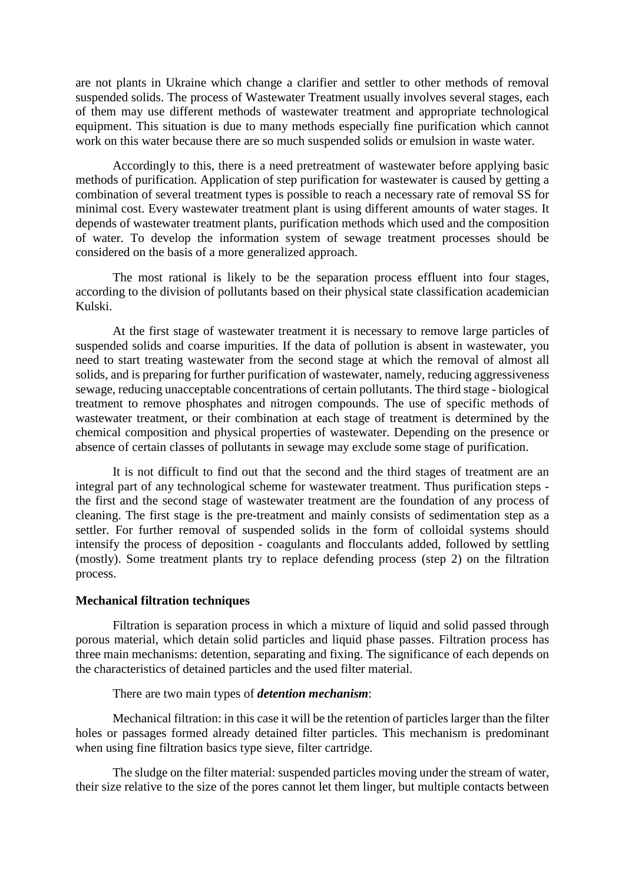are not plants in Ukraine which change a clarifier and settler to other methods of removal suspended solids. The process of Wastewater Treatment usually involves several stages, each of them may use different methods of wastewater treatment and appropriate technological equipment. This situation is due to many methods especially fine purification which cannot work on this water because there are so much suspended solids or emulsion in waste water.

Accordingly to this, there is a need pretreatment of wastewater before applying basic methods of purification. Application of step purification for wastewater is caused by getting a combination of several treatment types is possible to reach a necessary rate of removal SS for minimal cost. Every wastewater treatment plant is using different amounts of water stages. It depends of wastewater treatment plants, purification methods which used and the composition of water. To develop the information system of sewage treatment processes should be considered on the basis of a more generalized approach.

The most rational is likely to be the separation process effluent into four stages, according to the division of pollutants based on their physical state classification academician Kulski.

At the first stage of wastewater treatment it is necessary to remove large particles of suspended solids and coarse impurities. If the data of pollution is absent in wastewater, you need to start treating wastewater from the second stage at which the removal of almost all solids, and is preparing for further purification of wastewater, namely, reducing aggressiveness sewage, reducing unacceptable concentrations of certain pollutants. The third stage - biological treatment to remove phosphates and nitrogen compounds. The use of specific methods of wastewater treatment, or their combination at each stage of treatment is determined by the chemical composition and physical properties of wastewater. Depending on the presence or absence of certain classes of pollutants in sewage may exclude some stage of purification.

It is not difficult to find out that the second and the third stages of treatment are an integral part of any technological scheme for wastewater treatment. Thus purification steps - the first and the second stage of wastewater treatment are the foundation of any process of cleaning. The first stage is the pre-treatment and mainly consists of sedimentation step as a settler. For further removal of suspended solids in the form of colloidal systems should intensify the process of deposition - coagulants and flocculants added, followed by settling (mostly). Some treatment plants try to replace defending process (step 2) on the filtration process.

**Mechanical filtration techniques**

Filtration is separation process in which a mixture of liquid and solid passed through porous material, which detain solid particles and liquid phase passes. Filtration process has three main mechanisms: detention, separating and fixing. The significance of each depends on the characteristics of detained particles and the used filter material.

There are two main types of ***detention mechanism***:

Mechanical filtration: in this case it will be the retention of particles larger than the filter holes or passages formed already detained filter particles. This mechanism is predominant when using fine filtration basics type sieve, filter cartridge.

The sludge on the filter material: suspended particles moving under the stream of water, their size relative to the size of the pores cannot let them linger, but multiple contacts between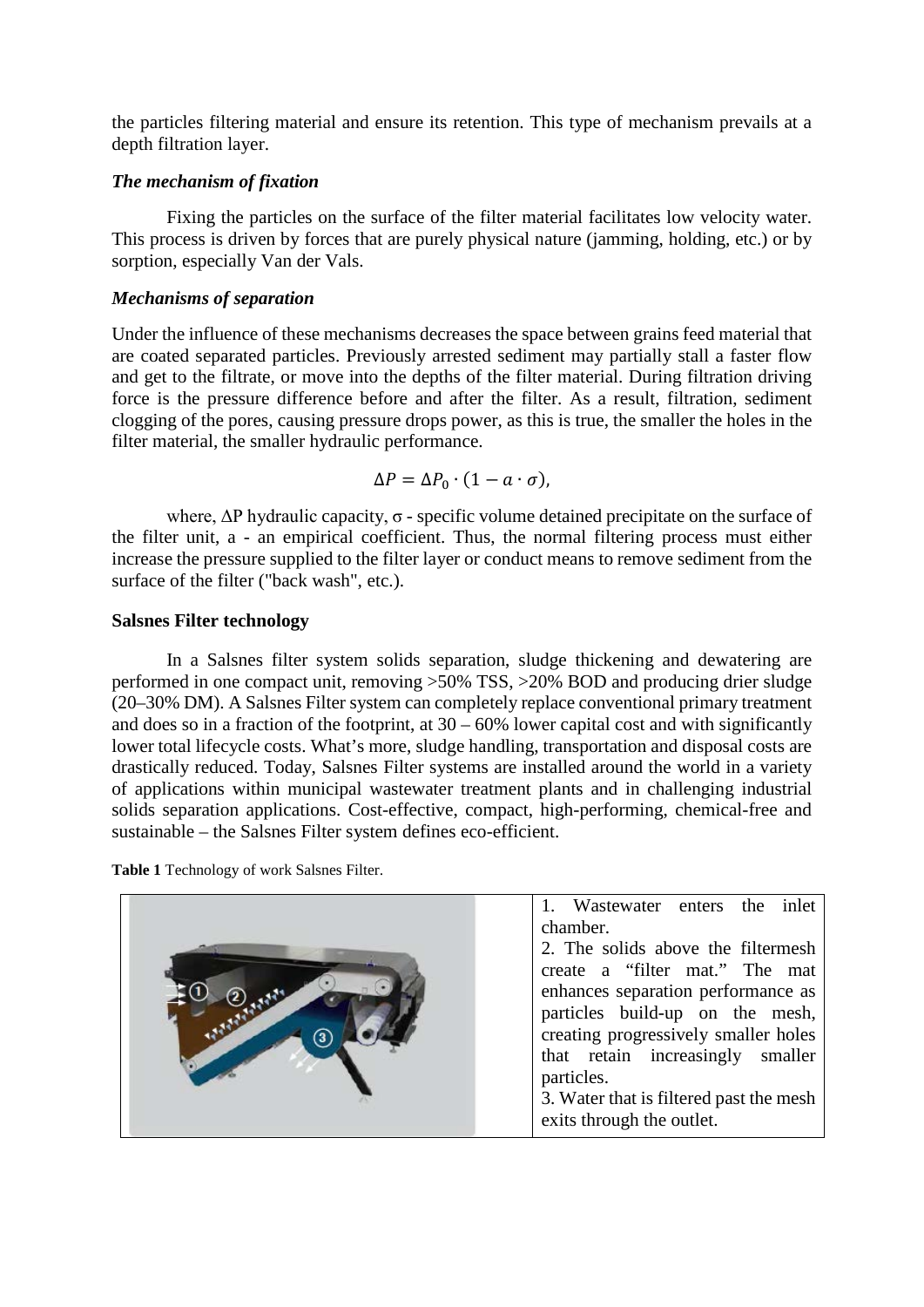the particles filtering material and ensure its retention. This type of mechanism prevails at a depth filtration layer.

### *The mechanism of fixation*

Fixing the particles on the surface of the filter material facilitates low velocity water. This process is driven by forces that are purely physical nature (jamming, holding, etc.) or by sorption, especially Van der Vals.

### *Mechanisms of separation*

Under the influence of these mechanisms decreases the space between grains feed material that are coated separated particles. Previously arrested sediment may partially stall a faster flow and get to the filtrate, or move into the depths of the filter material. During filtration driving force is the pressure difference before and after the filter. As a result, filtration, sediment clogging of the pores, causing pressure drops power, as this is true, the smaller the holes in the filter material, the smaller hydraulic performance.

$$\Delta P = \Delta P_0 \cdot (1 - a \cdot \sigma),$$

where, $\Delta P$ hydraulic capacity, $\sigma$ - specific volume detained precipitate on the surface of the filter unit, a - an empirical coefficient. Thus, the normal filtering process must either increase the pressure supplied to the filter layer or conduct means to remove sediment from the surface of the filter ("back wash", etc.).

### **Salsnes Filter technology**

In a Salsnes filter system solids separation, sludge thickening and dewatering are performed in one compact unit, removing >50% TSS, >20% BOD and producing drier sludge (20–30% DM). A Salsnes Filter system can completely replace conventional primary treatment and does so in a fraction of the footprint, at 30 – 60% lower capital cost and with significantly lower total lifecycle costs. What's more, sludge handling, transportation and disposal costs are drastically reduced. Today, Salsnes Filter systems are installed around the world in a variety of applications within municipal wastewater treatment plants and in challenging industrial solids separation applications. Cost-effective, compact, high-performing, chemical-free and sustainable – the Salsnes Filter system defines eco-efficient.

**Table 1** Technology of work Salsnes Filter.

| | |
|---|---|
| | 1. Wastewater enters the inlet chamber.<br>2. The solids above the filtermesh create a "filter mat." The mat enhances separation performance as particles build-up on the mesh, creating progressively smaller holes that retain increasingly smaller particles.<br>3. Water that is filtered past the mesh exits through the outlet. |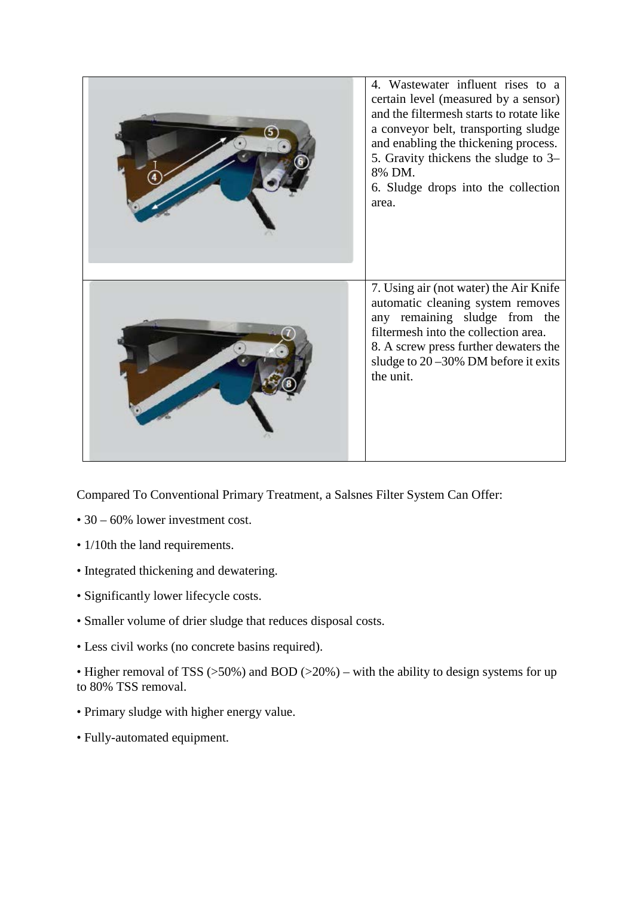| | |
|---|---|
| | 4. Wastewater influent rises to a certain level (measured by a sensor) and the filtermesh starts to rotate like a conveyor belt, transporting sludge and enabling the thickening process.<br>5. Gravity thickens the sludge to 3–8% DM.<br>6. Sludge drops into the collection area. |
| | 7. Using air (not water) the Air Knife automatic cleaning system removes any remaining sludge from the filtermesh into the collection area.<br>8. A screw press further dewaters the sludge to 20 –30% DM before it exits the unit. |

Compared To Conventional Primary Treatment, a Salsnes Filter System Can Offer:

• 30 – 60% lower investment cost.

• 1/10th the land requirements.

• Integrated thickening and dewatering.

• Significantly lower lifecycle costs.

• Smaller volume of drier sludge that reduces disposal costs.

• Less civil works (no concrete basins required).

• Higher removal of TSS (>50%) and BOD (>20%) – with the ability to design systems for up to 80% TSS removal.

• Primary sludge with higher energy value.

• Fully-automated equipment.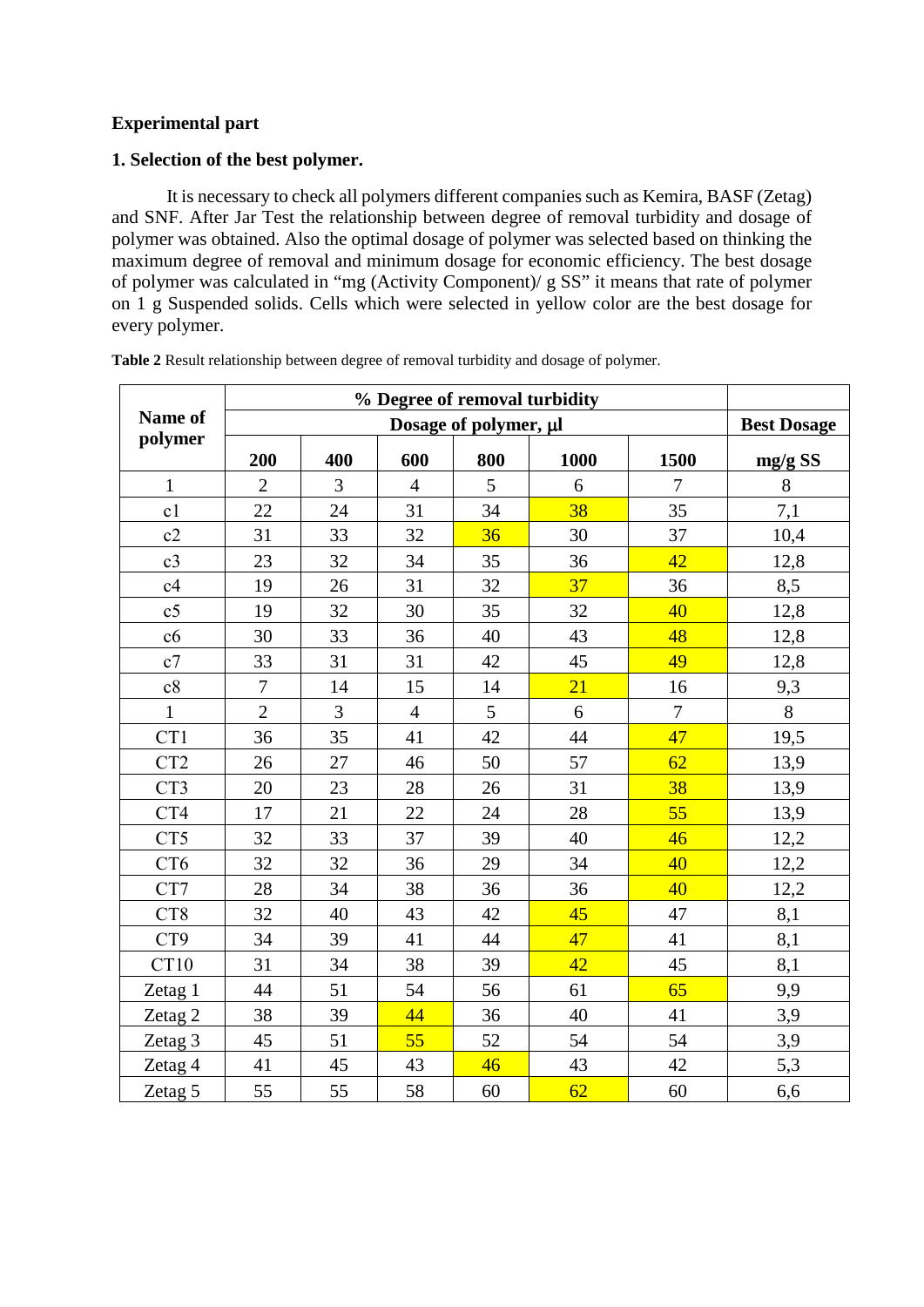**Experimental part**

**1. Selection of the best polymer.**

It is necessary to check all polymers different companies such as Kemira, BASF (Zetag) and SNF. After Jar Test the relationship between degree of removal turbidity and dosage of polymer was obtained. Also the optimal dosage of polymer was selected based on thinking the maximum degree of removal and minimum dosage for economic efficiency. The best dosage of polymer was calculated in "mg (Activity Component)/ g SS" it means that rate of polymer on 1 g Suspended solids. Cells which were selected in yellow color are the best dosage for every polymer.

**Table 2** Result relationship between degree of removal turbidity and dosage of polymer.

| Name of polymer | % Degree of removal turbidity | | | | | | Best Dosage |
|---|---|---|---|---|---|---|---|
| | Dosage of polymer, μl | | | | | | |
| | 200 | 400 | 600 | 800 | 1000 | 1500 | mg/g SS |
| 1 | 2 | 3 | 4 | 5 | 6 | 7 | 8 |
| c1 | 22 | 24 | 31 | 34 | 38 | 35 | 7,1 |
| c2 | 31 | 33 | 32 | 36 | 30 | 37 | 10,4 |
| c3 | 23 | 32 | 34 | 35 | 36 | 42 | 12,8 |
| c4 | 19 | 26 | 31 | 32 | 37 | 36 | 8,5 |
| c5 | 19 | 32 | 30 | 35 | 32 | 40 | 12,8 |
| c6 | 30 | 33 | 36 | 40 | 43 | 48 | 12,8 |
| c7 | 33 | 31 | 31 | 42 | 45 | 49 | 12,8 |
| c8 | 7 | 14 | 15 | 14 | 21 | 16 | 9,3 |
| 1 | 2 | 3 | 4 | 5 | 6 | 7 | 8 |
| CT1 | 36 | 35 | 41 | 42 | 44 | 47 | 19,5 |
| CT2 | 26 | 27 | 46 | 50 | 57 | 62 | 13,9 |
| CT3 | 20 | 23 | 28 | 26 | 31 | 38 | 13,9 |
| CT4 | 17 | 21 | 22 | 24 | 28 | 55 | 13,9 |
| CT5 | 32 | 33 | 37 | 39 | 40 | 46 | 12,2 |
| CT6 | 32 | 32 | 36 | 29 | 34 | 40 | 12,2 |
| CT7 | 28 | 34 | 38 | 36 | 36 | 40 | 12,2 |
| CT8 | 32 | 40 | 43 | 42 | 45 | 47 | 8,1 |
| CT9 | 34 | 39 | 41 | 44 | 47 | 41 | 8,1 |
| CT10 | 31 | 34 | 38 | 39 | 42 | 45 | 8,1 |
| Zetag 1 | 44 | 51 | 54 | 56 | 61 | 65 | 9,9 |
| Zetag 2 | 38 | 39 | 44 | 36 | 40 | 41 | 3,9 |
| Zetag 3 | 45 | 51 | 55 | 52 | 54 | 54 | 3,9 |
| Zetag 4 | 41 | 45 | 43 | 46 | 43 | 42 | 5,3 |
| Zetag 5 | 55 | 55 | 58 | 60 | 62 | 60 | 6,6 |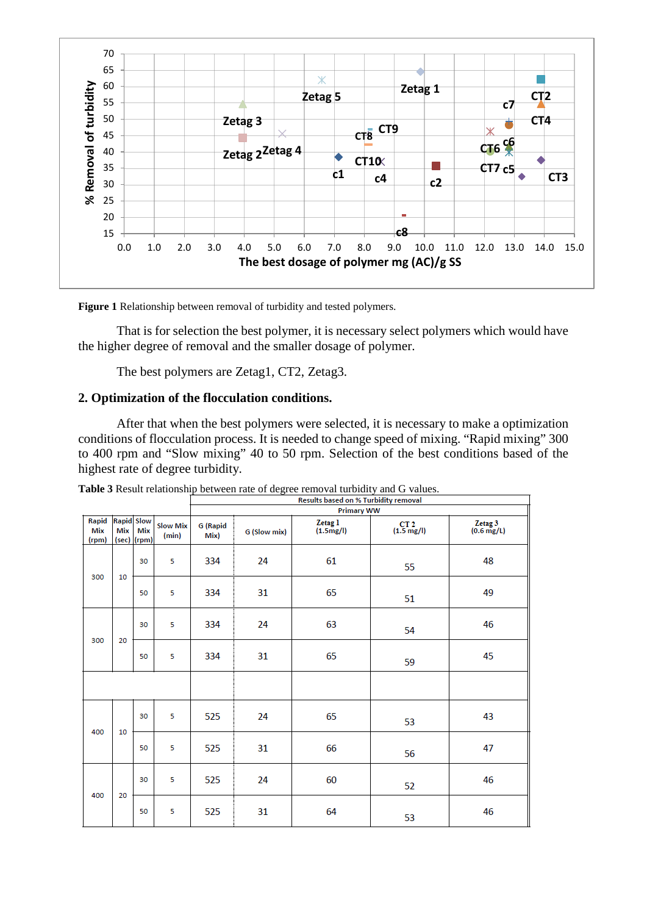% Removal of turbidity

70
65
60
55
50
45
40
35
30
25
20
15

0.0 1.0 2.0 3.0 4.0 5.0 6.0 7.0 8.0 9.0 10.0 11.0 12.0 13.0 14.0 15.0

The best dosage of polymer mg (AC)/g SS

Zetag 1
Zetag 5
Zetag 3
Zetag 2
Zetag 4
CT2
CT4
CT3
CT6
CT7
CT8
CT9
CT10
c1
c2
c4
c5
c6
c7
c8

**Figure 1** Relationship between removal of turbidity and tested polymers.

That is for selection the best polymer, it is necessary select polymers which would have the higher degree of removal and the smaller dosage of polymer.

The best polymers are Zetag1, CT2, Zetag3.

## 2. Optimization of the flocculation conditions.

After that when the best polymers were selected, it is necessary to make a optimization conditions of flocculation process. It is needed to change speed of mixing. "Rapid mixing" 300 to 400 rpm and "Slow mixing" 40 to 50 rpm. Selection of the best conditions based of the highest rate of degree turbidity.

**Table 3** Result relationship between rate of degree removal turbidity and G values.

| Rapid Mix (rpm) | Rapid Mix (sec) | Slow Mix (rpm) | Slow Mix (min) | G (Rapid Mix) | G (Slow mix) | Results based on % Turbidity removal – Primary WW: Zetag 1 (1.5mg/l) | CT 2 (1.5 mg/l) | Zetag 3 (0.6 mg/L) |
|---|---|---|---|---|---|---|---|---|
| 300 | 10 | 30 | 5 | 334 | 24 | 61 | 55 | 48 |
| | | 50 | 5 | 334 | 31 | 65 | 51 | 49 |
| 300 | 20 | 30 | 5 | 334 | 24 | 63 | 54 | 46 |
| | | 50 | 5 | 334 | 31 | 65 | 59 | 45 |
| | | | | | | | | |
| 400 | 10 | 30 | 5 | 525 | 24 | 65 | 53 | 43 |
| | | 50 | 5 | 525 | 31 | 66 | 56 | 47 |
| 400 | 20 | 30 | 5 | 525 | 24 | 60 | 52 | 46 |
| | | 50 | 5 | 525 | 31 | 64 | 53 | 46 |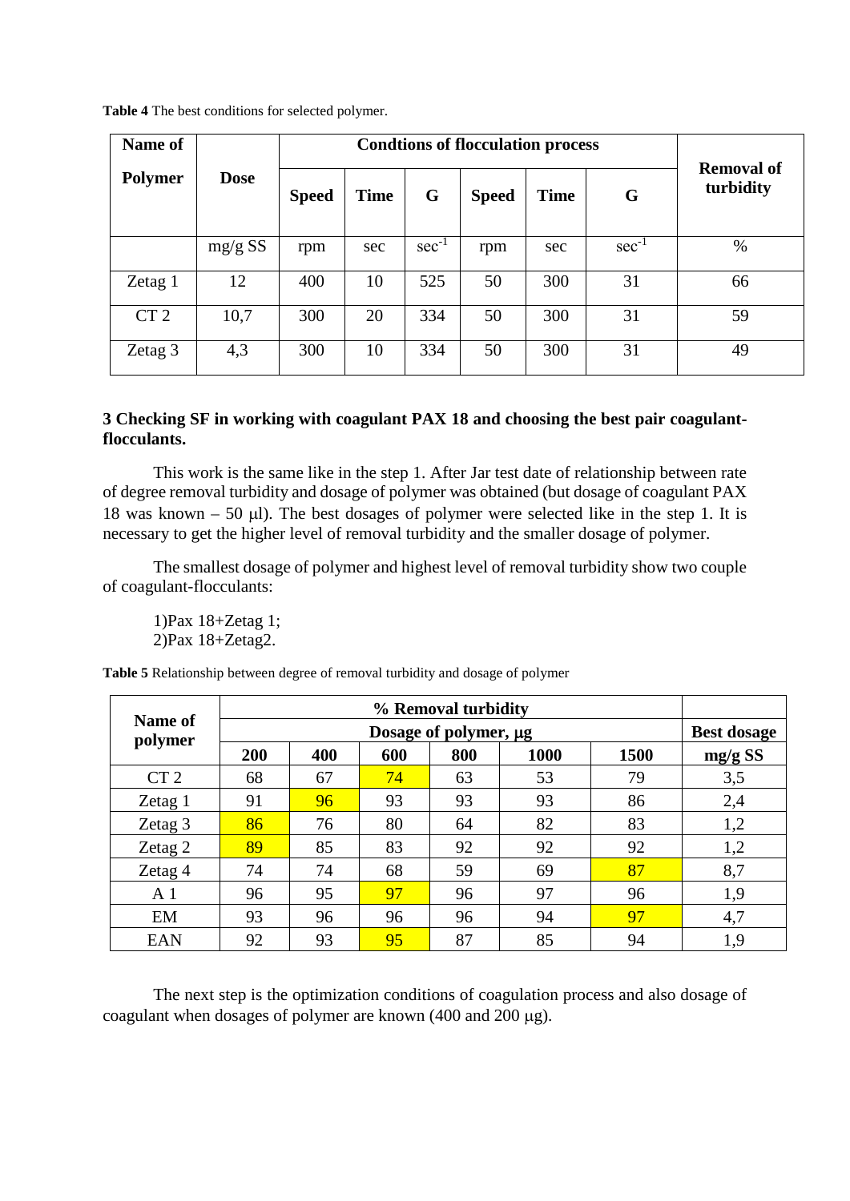**Table 4** The best conditions for selected polymer.

| Name of Polymer | Dose | Condtions of flocculation process | | | | | | Removal of turbidity |
|---|---|---|---|---|---|---|---|---|
| | | Speed | Time | G | Speed | Time | G | |
| | mg/g SS | rpm | sec | $sec^{-1}$ | rpm | sec | $sec^{-1}$ | % |
| Zetag 1 | 12 | 400 | 10 | 525 | 50 | 300 | 31 | 66 |
| CT 2 | 10,7 | 300 | 20 | 334 | 50 | 300 | 31 | 59 |
| Zetag 3 | 4,3 | 300 | 10 | 334 | 50 | 300 | 31 | 49 |

## 3 Checking SF in working with coagulant PAX 18 and choosing the best pair coagulant-flocculants.

This work is the same like in the step 1. After Jar test date of relationship between rate of degree removal turbidity and dosage of polymer was obtained (but dosage of coagulant PAX 18 was known – 50 μl). The best dosages of polymer were selected like in the step 1. It is necessary to get the higher level of removal turbidity and the smaller dosage of polymer.

The smallest dosage of polymer and highest level of removal turbidity show two couple of coagulant-flocculants:

1)Pax 18+Zetag 1;
2)Pax 18+Zetag2.

**Table 5** Relationship between degree of removal turbidity and dosage of polymer

| Name of polymer | % Removal turbidity | | | | | | |
|---|---|---|---|---|---|---|---|
| | Dosage of polymer, μg | | | | | | Best dosage |
| | 200 | 400 | 600 | 800 | 1000 | 1500 | mg/g SS |
| CT 2 | 68 | 67 | 74 | 63 | 53 | 79 | 3,5 |
| Zetag 1 | 91 | 96 | 93 | 93 | 93 | 86 | 2,4 |
| Zetag 3 | 86 | 76 | 80 | 64 | 82 | 83 | 1,2 |
| Zetag 2 | 89 | 85 | 83 | 92 | 92 | 92 | 1,2 |
| Zetag 4 | 74 | 74 | 68 | 59 | 69 | 87 | 8,7 |
| A 1 | 96 | 95 | 97 | 96 | 97 | 96 | 1,9 |
| EM | 93 | 96 | 96 | 96 | 94 | 97 | 4,7 |
| EAN | 92 | 93 | 95 | 87 | 85 | 94 | 1,9 |

The next step is the optimization conditions of coagulation process and also dosage of coagulant when dosages of polymer are known (400 and 200 μg).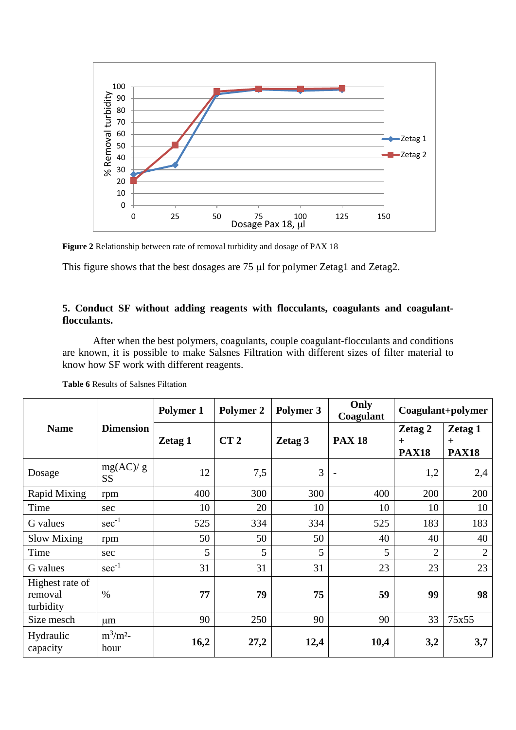% Removal turbidity

100
90
80
70
60
50
40
30
20
10
0

0 25 50 75 100 125 150

Dosage Pax 18, µl

Zetag 1
Zetag 2

**Figure 2** Relationship between rate of removal turbidity and dosage of PAX 18

This figure shows that the best dosages are 75 µl for polymer Zetag1 and Zetag2.

**5. Conduct SF without adding reagents with flocculants, coagulants and coagulant-flocculants.**

After when the best polymers, coagulants, couple coagulant-flocculants and conditions are known, it is possible to make Salsnes Filtration with different sizes of filter material to know how SF work with different reagents.

**Table 6** Results of Salsnes Filtration

| Name | Dimension | Polymer 1 | Polymer 2 | Polymer 3 | Only Coagulant | Coagulant+polymer | |
|---|---|---|---|---|---|---|---|
| | | **Zetag 1** | **CT 2** | **Zetag 3** | **PAX 18** | **Zetag 2 + PAX18** | **Zetag 1 + PAX18** |
| Dosage | mg(AC)/ g SS | 12 | 7,5 | 3 | - | 1,2 | 2,4 |
| Rapid Mixing | rpm | 400 | 300 | 300 | 400 | 200 | 200 |
| Time | sec | 10 | 20 | 10 | 10 | 10 | 10 |
| G values | $sec^{-1}$ | 525 | 334 | 334 | 525 | 183 | 183 |
| Slow Mixing | rpm | 50 | 50 | 50 | 40 | 40 | 40 |
| Time | sec | 5 | 5 | 5 | 5 | 2 | 2 |
| G values | $sec^{-1}$ | 31 | 31 | 31 | 23 | 23 | 23 |
| Highest rate of removal turbidity | % | **77** | **79** | **75** | **59** | **99** | **98** |
| Size mesch | µm | 90 | 250 | 90 | 90 | 33 | 75x55 |
| Hydraulic capacity | $m^3/m^2$-hour | **16,2** | **27,2** | **12,4** | **10,4** | **3,2** | **3,7** |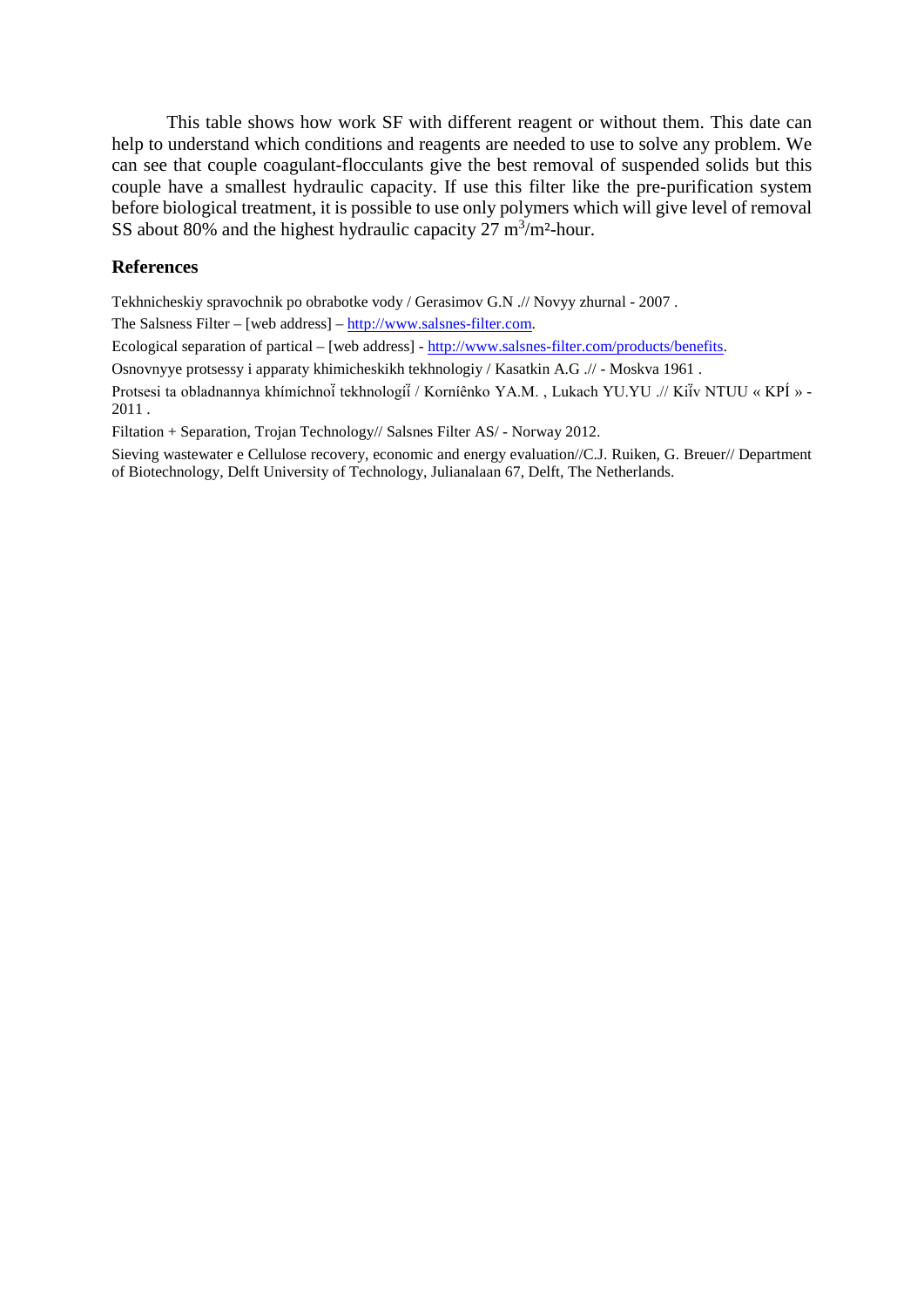This table shows how work SF with different reagent or without them. This date can help to understand which conditions and reagents are needed to use to solve any problem. We can see that couple coagulant-flocculants give the best removal of suspended solids but this couple have a smallest hydraulic capacity. If use this filter like the pre-purification system before biological treatment, it is possible to use only polymers which will give level of removal SS about 80% and the highest hydraulic capacity 27 $m^3/m^2$-hour.

## References

Tekhnicheskiy spravochnik po obrabotke vody / Gerasimov G.N .// Novyy zhurnal - 2007 .

The Salsness Filter – [web address] – http://www.salsnes-filter.com.

Ecological separation of partical – [web address] - http://www.salsnes-filter.com/products/benefits.

Osnovnyye protsessy i apparaty khimicheskikh tekhnologiy / Kasatkin A.G .// - Moskva 1961 .

Protsesi ta obladnannya khímíchnoї tekhnologíї / Korníênko YA.M. , Lukach YU.YU .// Kiїv NTUU « KPÍ » - 2011 .

Filtation + Separation, Trojan Technology// Salsnes Filter AS/ - Norway 2012.

Sieving wastewater e Cellulose recovery, economic and energy evaluation//C.J. Ruiken, G. Breuer// Department of Biotechnology, Delft University of Technology, Julianalaan 67, Delft, The Netherlands.